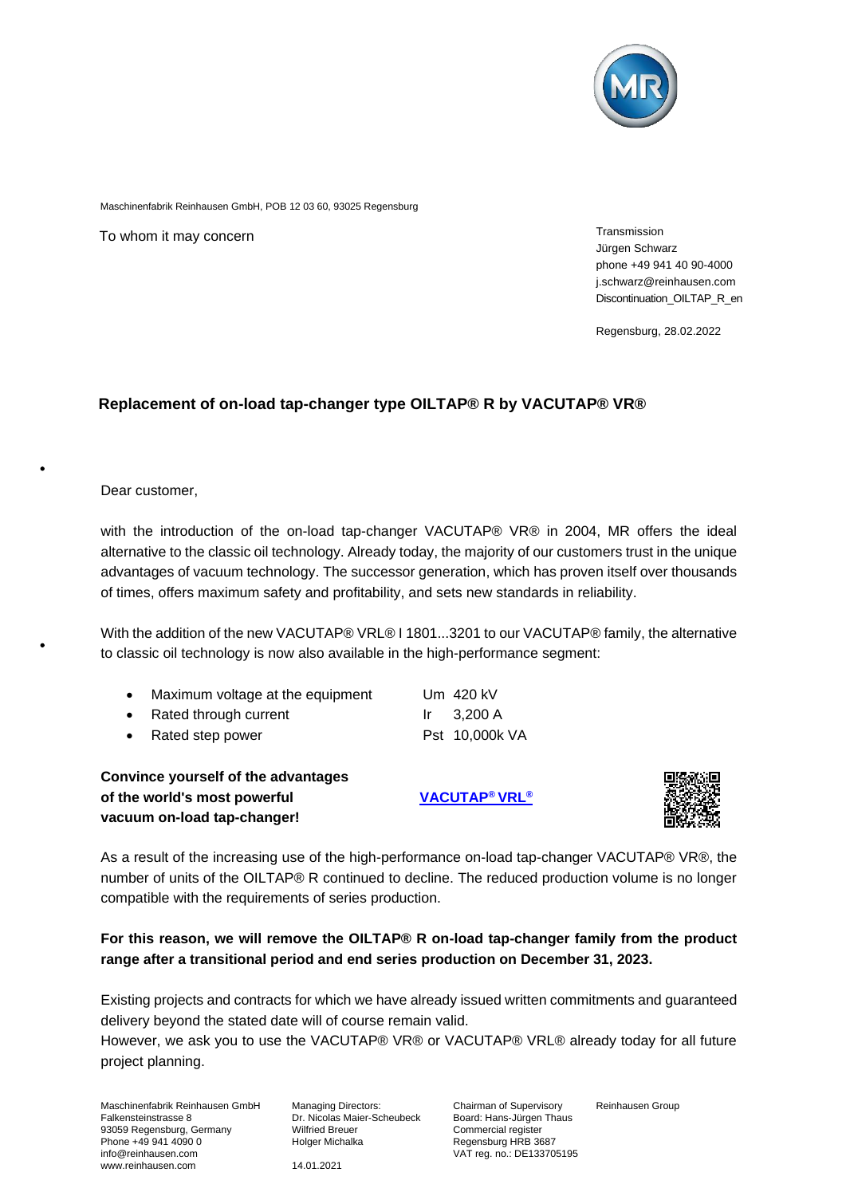Maschinenfabrik Reinhausen GmbH, POB 12 03 60, 93025 Regensburg

To whom it may concern

Transmission
Jürgen Schwarz
phone +49 941 40 90-4000
j.schwarz@reinhausen.com
Discontinuation_OILTAP_R_en

Regensburg, 28.02.2022

## Replacement of on-load tap-changer type OILTAP® R by VACUTAP® VR®

Dear customer,

with the introduction of the on-load tap-changer VACUTAP® VR® in 2004, MR offers the ideal alternative to the classic oil technology. Already today, the majority of our customers trust in the unique advantages of vacuum technology. The successor generation, which has proven itself over thousands of times, offers maximum safety and profitability, and sets new standards in reliability.

With the addition of the new VACUTAP® VRL® I 1801...3201 to our VACUTAP® family, the alternative to classic oil technology is now also available in the high-performance segment:

- Maximum voltage at the equipment — Um 420 kV
- Rated through current — Ir 3,200 A
- Rated step power — Pst 10,000k VA

**Convince yourself of the advantages of the world's most powerful vacuum on-load tap-changer!**

**VACUTAP® VRL®**

As a result of the increasing use of the high-performance on-load tap-changer VACUTAP® VR®, the number of units of the OILTAP® R continued to decline. The reduced production volume is no longer compatible with the requirements of series production.

**For this reason, we will remove the OILTAP® R on-load tap-changer family from the product range after a transitional period and end series production on December 31, 2023.**

Existing projects and contracts for which we have already issued written commitments and guaranteed delivery beyond the stated date will of course remain valid.
However, we ask you to use the VACUTAP® VR® or VACUTAP® VRL® already today for all future project planning.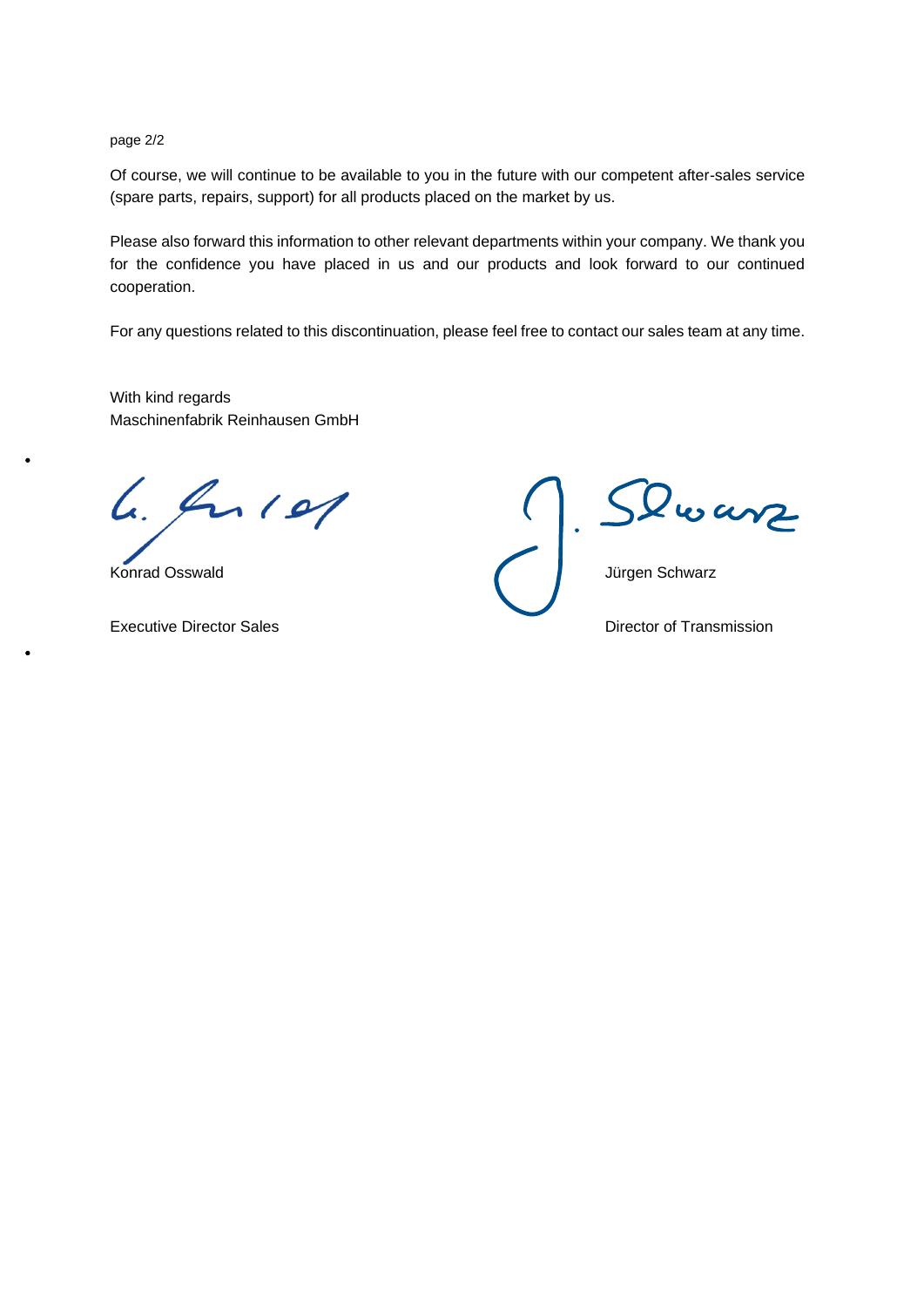Of course, we will continue to be available to you in the future with our competent after-sales service (spare parts, repairs, support) for all products placed on the market by us.

Please also forward this information to other relevant departments within your company. We thank you for the confidence you have placed in us and our products and look forward to our continued cooperation.

For any questions related to this discontinuation, please feel free to contact our sales team at any time.

With kind regards
Maschinenfabrik Reinhausen GmbH

Konrad Osswald

Executive Director Sales

Jürgen Schwarz

Director of Transmission